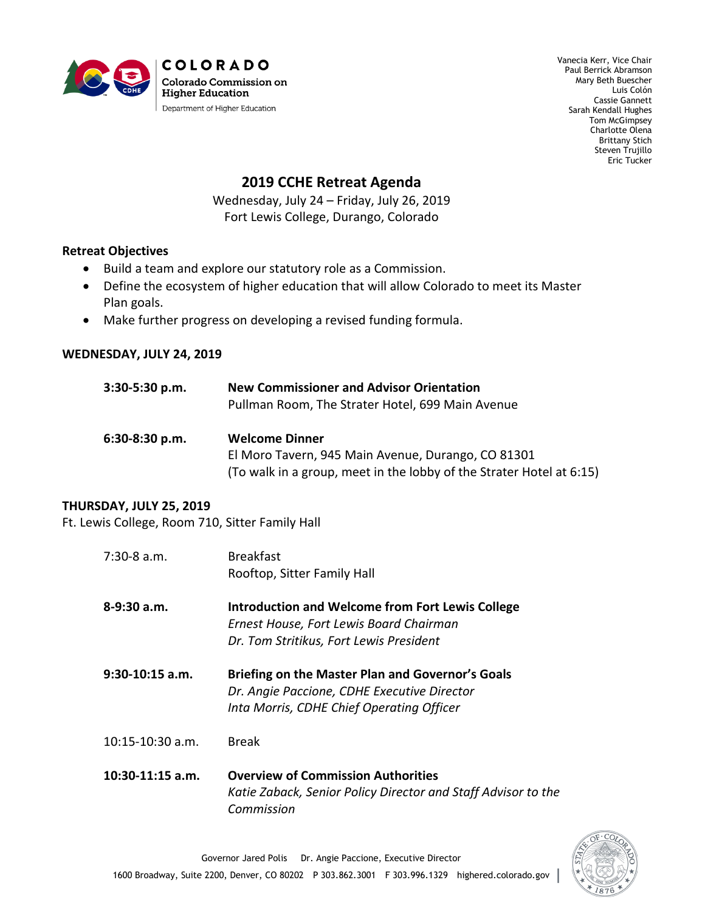COLORADO
Colorado Commission on Higher Education
Department of Higher Education

Vanecia Kerr, Vice Chair
Paul Berrick Abramson
Mary Beth Buescher
Luis Colón
Cassie Gannett
Sarah Kendall Hughes
Tom McGimpsey
Charlotte Olena
Brittany Stich
Steven Trujillo
Eric Tucker

# 2019 CCHE Retreat Agenda

Wednesday, July 24 – Friday, July 26, 2019
Fort Lewis College, Durango, Colorado

## Retreat Objectives

- Build a team and explore our statutory role as a Commission.
- Define the ecosystem of higher education that will allow Colorado to meet its Master Plan goals.
- Make further progress on developing a revised funding formula.

## WEDNESDAY, JULY 24, 2019

**3:30-5:30 p.m.** — **New Commissioner and Advisor Orientation**
Pullman Room, The Strater Hotel, 699 Main Avenue

**6:30-8:30 p.m.** — **Welcome Dinner**
El Moro Tavern, 945 Main Avenue, Durango, CO 81301
(To walk in a group, meet in the lobby of the Strater Hotel at 6:15)

## THURSDAY, JULY 25, 2019

Ft. Lewis College, Room 710, Sitter Family Hall

7:30-8 a.m. — Breakfast
Rooftop, Sitter Family Hall

**8-9:30 a.m.** — **Introduction and Welcome from Fort Lewis College**
*Ernest House, Fort Lewis Board Chairman*
*Dr. Tom Stritikus, Fort Lewis President*

**9:30-10:15 a.m.** — **Briefing on the Master Plan and Governor's Goals**
*Dr. Angie Paccione, CDHE Executive Director*
*Inta Morris, CDHE Chief Operating Officer*

10:15-10:30 a.m. — Break

**10:30-11:15 a.m.** — **Overview of Commission Authorities**
*Katie Zaback, Senior Policy Director and Staff Advisor to the Commission*

Governor Jared Polis Dr. Angie Paccione, Executive Director
1600 Broadway, Suite 2200, Denver, CO 80202 P 303.862.3001 F 303.996.1329 highered.colorado.gov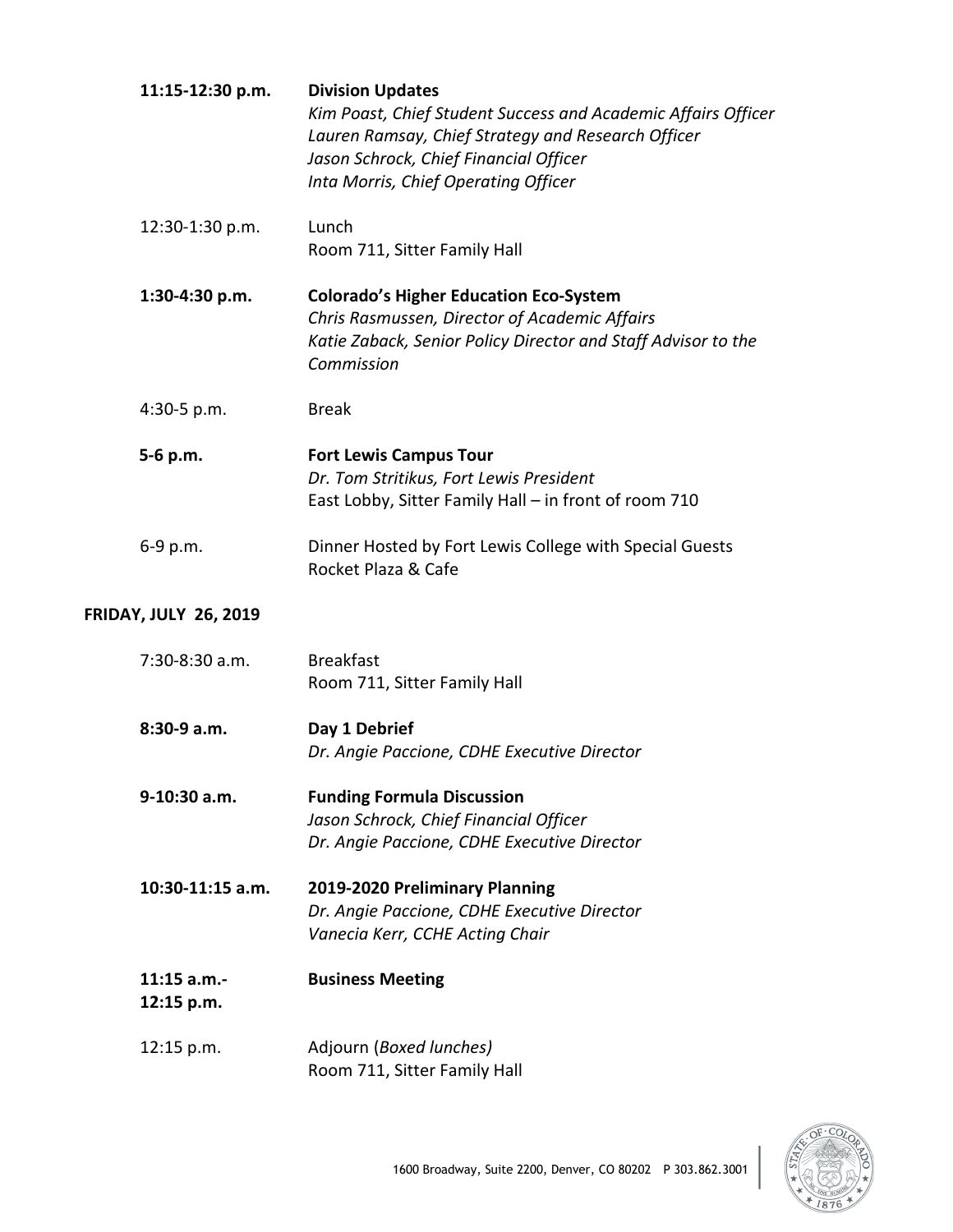**11:15-12:30 p.m.** **Division Updates**
*Kim Poast, Chief Student Success and Academic Affairs Officer*
*Lauren Ramsay, Chief Strategy and Research Officer*
*Jason Schrock, Chief Financial Officer*
*Inta Morris, Chief Operating Officer*

12:30-1:30 p.m. Lunch
Room 711, Sitter Family Hall

**1:30-4:30 p.m.** **Colorado's Higher Education Eco-System**
*Chris Rasmussen, Director of Academic Affairs*
*Katie Zaback, Senior Policy Director and Staff Advisor to the Commission*

4:30-5 p.m. Break

**5-6 p.m.** **Fort Lewis Campus Tour**
*Dr. Tom Stritikus, Fort Lewis President*
East Lobby, Sitter Family Hall – in front of room 710

6-9 p.m. Dinner Hosted by Fort Lewis College with Special Guests
Rocket Plaza & Cafe

**FRIDAY, JULY 26, 2019**

7:30-8:30 a.m. Breakfast
Room 711, Sitter Family Hall

**8:30-9 a.m.** **Day 1 Debrief**
*Dr. Angie Paccione, CDHE Executive Director*

**9-10:30 a.m.** **Funding Formula Discussion**
*Jason Schrock, Chief Financial Officer*
*Dr. Angie Paccione, CDHE Executive Director*

**10:30-11:15 a.m.** **2019-2020 Preliminary Planning**
*Dr. Angie Paccione, CDHE Executive Director*
*Vanecia Kerr, CCHE Acting Chair*

**11:15 a.m.-12:15 p.m.** **Business Meeting**

12:15 p.m. Adjourn (*Boxed lunches)*
Room 711, Sitter Family Hall